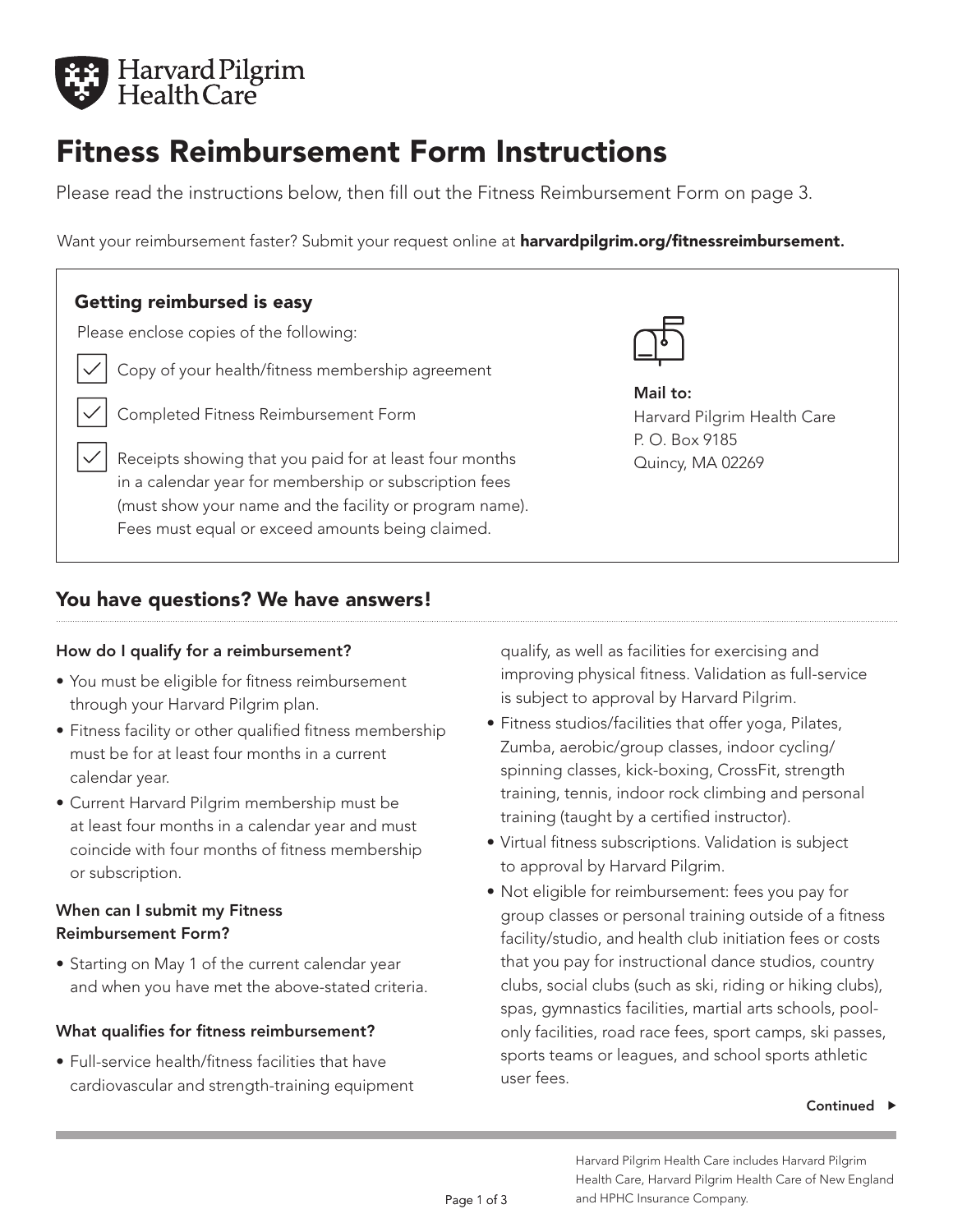Harvard Pilgrim Health Care

# Fitness Reimbursement Form Instructions

Please read the instructions below, then fill out the Fitness Reimbursement Form on page 3.

Want your reimbursement faster? Submit your request online at **harvardpilgrim.org/fitnessreimbursement.**

### Getting reimbursed is easy

Please enclose copies of the following:

- [x] Copy of your health/fitness membership agreement
- [x] Completed Fitness Reimbursement Form
- [x] Receipts showing that you paid for at least four months in a calendar year for membership or subscription fees (must show your name and the facility or program name). Fees must equal or exceed amounts being claimed.

**Mail to:**
Harvard Pilgrim Health Care
P. O. Box 9185
Quincy, MA 02269

## You have questions? We have answers!

#### How do I qualify for a reimbursement?

- You must be eligible for fitness reimbursement through your Harvard Pilgrim plan.
- Fitness facility or other qualified fitness membership must be for at least four months in a current calendar year.
- Current Harvard Pilgrim membership must be at least four months in a calendar year and must coincide with four months of fitness membership or subscription.

#### When can I submit my Fitness Reimbursement Form?

- Starting on May 1 of the current calendar year and when you have met the above-stated criteria.

#### What qualifies for fitness reimbursement?

- Full-service health/fitness facilities that have cardiovascular and strength-training equipment qualify, as well as facilities for exercising and improving physical fitness. Validation as full-service is subject to approval by Harvard Pilgrim.
- Fitness studios/facilities that offer yoga, Pilates, Zumba, aerobic/group classes, indoor cycling/spinning classes, kick-boxing, CrossFit, strength training, tennis, indoor rock climbing and personal training (taught by a certified instructor).
- Virtual fitness subscriptions. Validation is subject to approval by Harvard Pilgrim.
- Not eligible for reimbursement: fees you pay for group classes or personal training outside of a fitness facility/studio, and health club initiation fees or costs that you pay for instructional dance studios, country clubs, social clubs (such as ski, riding or hiking clubs), spas, gymnastics facilities, martial arts schools, pool-only facilities, road race fees, sport camps, ski passes, sports teams or leagues, and school sports athletic user fees.

Continued ▶

Harvard Pilgrim Health Care includes Harvard Pilgrim Health Care, Harvard Pilgrim Health Care of New England and HPHC Insurance Company.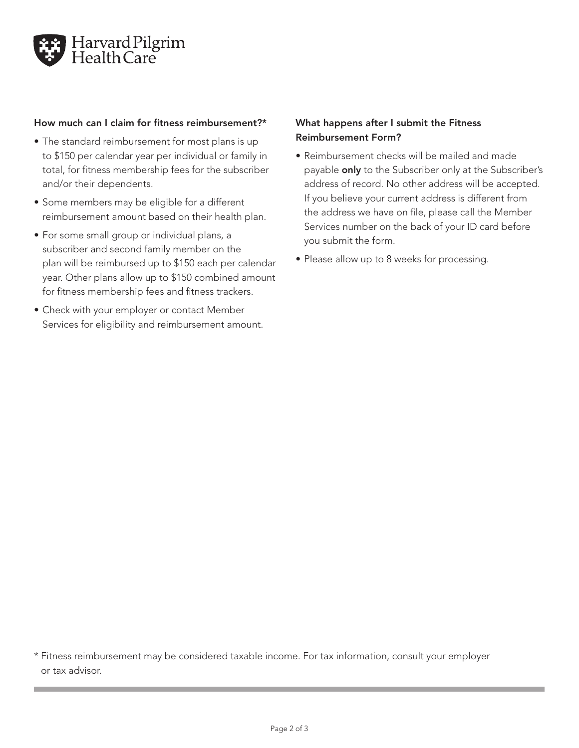Harvard Pilgrim Health Care

### How much can I claim for fitness reimbursement?*

- The standard reimbursement for most plans is up to $150 per calendar year per individual or family in total, for fitness membership fees for the subscriber and/or their dependents.
- Some members may be eligible for a different reimbursement amount based on their health plan.
- For some small group or individual plans, a subscriber and second family member on the plan will be reimbursed up to $150 each per calendar year. Other plans allow up to $150 combined amount for fitness membership fees and fitness trackers.
- Check with your employer or contact Member Services for eligibility and reimbursement amount.

### What happens after I submit the Fitness Reimbursement Form?

- Reimbursement checks will be mailed and made payable **only** to the Subscriber only at the Subscriber's address of record. No other address will be accepted. If you believe your current address is different from the address we have on file, please call the Member Services number on the back of your ID card before you submit the form.
- Please allow up to 8 weeks for processing.

* Fitness reimbursement may be considered taxable income. For tax information, consult your employer or tax advisor.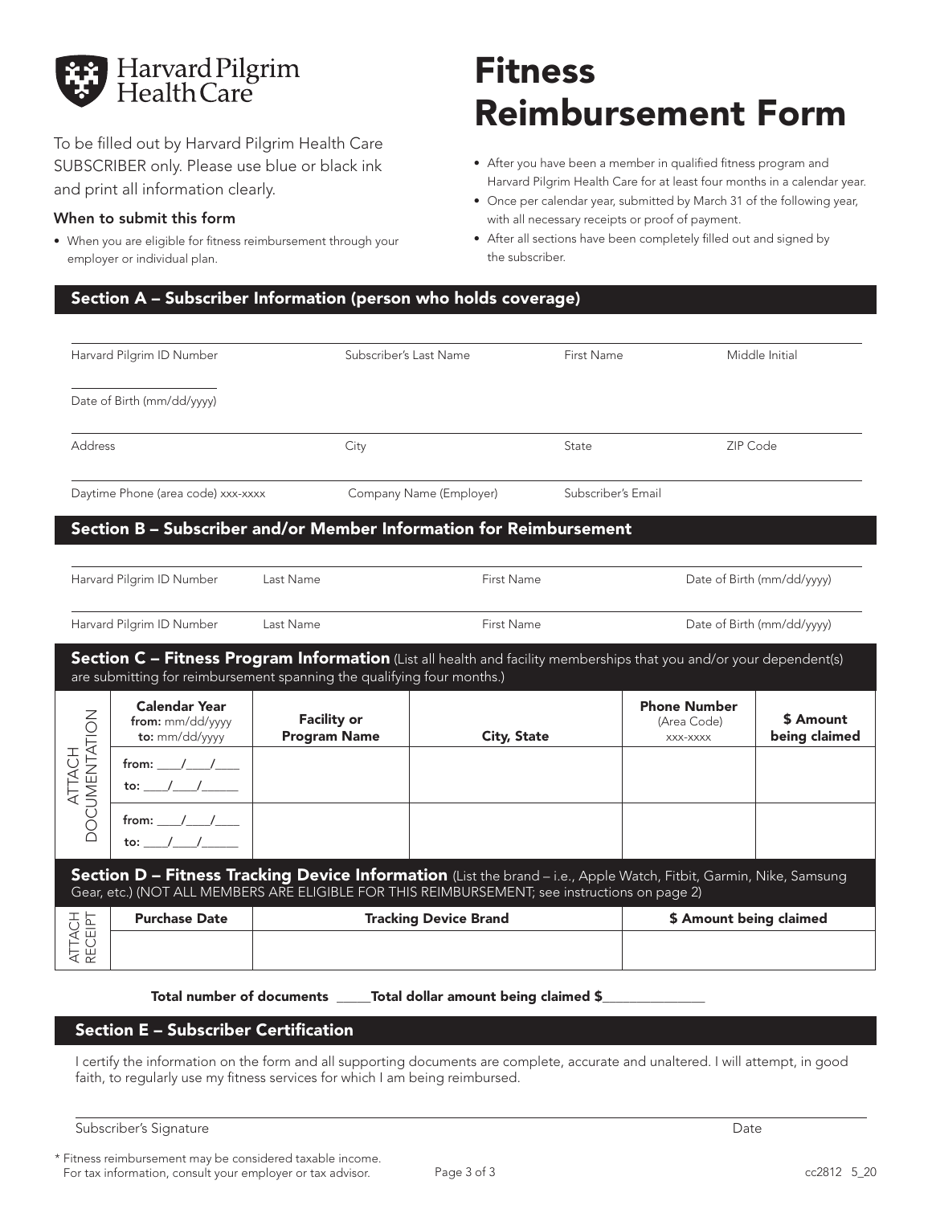Harvard Pilgrim Health Care

# Fitness Reimbursement Form

To be filled out by Harvard Pilgrim Health Care SUBSCRIBER only. Please use blue or black ink and print all information clearly.

### When to submit this form

- When you are eligible for fitness reimbursement through your employer or individual plan.
- After you have been a member in qualified fitness program and Harvard Pilgrim Health Care for at least four months in a calendar year.
- Once per calendar year, submitted by March 31 of the following year, with all necessary receipts or proof of payment.
- After all sections have been completely filled out and signed by the subscriber.

## Section A – Subscriber Information (person who holds coverage)

| Harvard Pilgrim ID Number | Subscriber's Last Name | First Name | Middle Initial |
|---|---|---|---|
| | | | |

Date of Birth (mm/dd/yyyy)

| Address | City | State | ZIP Code |
|---|---|---|---|
| | | | |

| Daytime Phone (area code) xxx-xxxx | Company Name (Employer) | Subscriber's Email |
|---|---|---|
| | | |

## Section B – Subscriber and/or Member Information for Reimbursement

| Harvard Pilgrim ID Number | Last Name | First Name | Date of Birth (mm/dd/yyyy) |
|---|---|---|---|
| | | | |
| | | | |

## Section C – Fitness Program Information

(List all health and facility memberships that you and/or your dependent(s) are submitting for reimbursement spanning the qualifying four months.)

ATTACH DOCUMENTATION

| Calendar Year from: mm/dd/yyyy to: mm/dd/yyyy | Facility or Program Name | City, State | Phone Number (Area Code) xxx-xxxx | $ Amount being claimed |
|---|---|---|---|---|
| from: ____/____/____ to: ____/____/______ | | | | |
| from: ____/____/____ to: ____/____/______ | | | | |

## Section D – Fitness Tracking Device Information

(List the brand – i.e., Apple Watch, Fitbit, Garmin, Nike, Samsung Gear, etc.) (NOT ALL MEMBERS ARE ELIGIBLE FOR THIS REIMBURSEMENT; see instructions on page 2)

ATTACH RECEIPT

| Purchase Date | Tracking Device Brand | $ Amount being claimed |
|---|---|---|
| | | |

**Total number of documents _____Total dollar amount being claimed $_______________**

## Section E – Subscriber Certification

I certify the information on the form and all supporting documents are complete, accurate and unaltered. I will attempt, in good faith, to regularly use my fitness services for which I am being reimbursed.

Subscriber's Signature &nbsp;&nbsp;&nbsp;&nbsp; Date

* Fitness reimbursement may be considered taxable income. For tax information, consult your employer or tax advisor.

cc2812 5_20